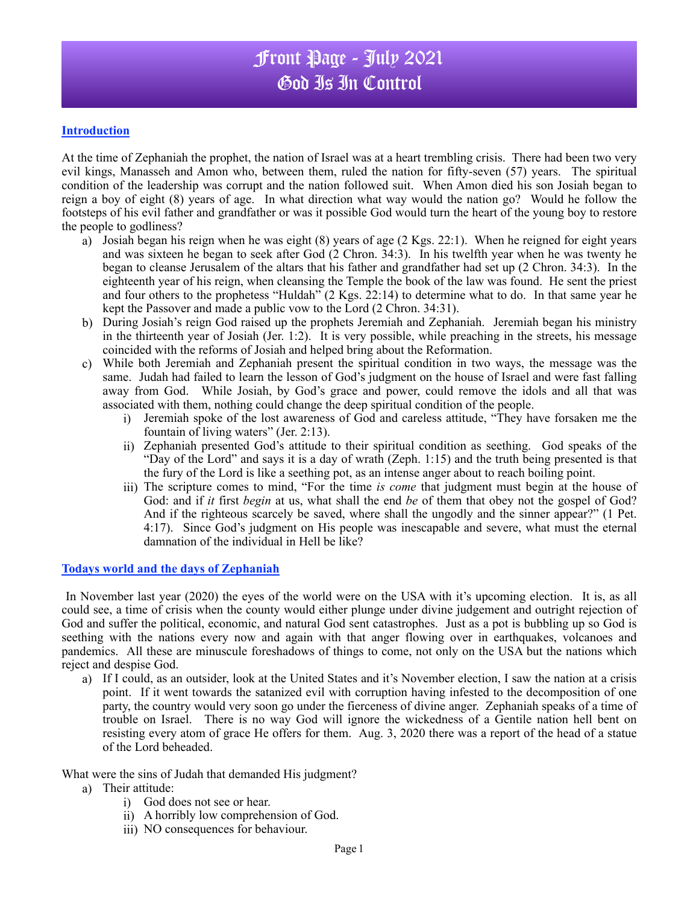# Front Page - July 2021
# God Is In Control

## Introduction

At the time of Zephaniah the prophet, the nation of Israel was at a heart trembling crisis. There had been two very evil kings, Manasseh and Amon who, between them, ruled the nation for fifty-seven (57) years. The spiritual condition of the leadership was corrupt and the nation followed suit. When Amon died his son Josiah began to reign a boy of eight (8) years of age. In what direction what way would the nation go? Would he follow the footsteps of his evil father and grandfather or was it possible God would turn the heart of the young boy to restore the people to godliness?

a) Josiah began his reign when he was eight (8) years of age (2 Kgs. 22:1). When he reigned for eight years and was sixteen he began to seek after God (2 Chron. 34:3). In his twelfth year when he was twenty he began to cleanse Jerusalem of the altars that his father and grandfather had set up (2 Chron. 34:3). In the eighteenth year of his reign, when cleansing the Temple the book of the law was found. He sent the priest and four others to the prophetess "Huldah" (2 Kgs. 22:14) to determine what to do. In that same year he kept the Passover and made a public vow to the Lord (2 Chron. 34:31).
b) During Josiah's reign God raised up the prophets Jeremiah and Zephaniah. Jeremiah began his ministry in the thirteenth year of Josiah (Jer. 1:2). It is very possible, while preaching in the streets, his message coincided with the reforms of Josiah and helped bring about the Reformation.
c) While both Jeremiah and Zephaniah present the spiritual condition in two ways, the message was the same. Judah had failed to learn the lesson of God's judgment on the house of Israel and were fast falling away from God. While Josiah, by God's grace and power, could remove the idols and all that was associated with them, nothing could change the deep spiritual condition of the people.
   i) Jeremiah spoke of the lost awareness of God and careless attitude, "They have forsaken me the fountain of living waters" (Jer. 2:13).
   ii) Zephaniah presented God's attitude to their spiritual condition as seething. God speaks of the "Day of the Lord" and says it is a day of wrath (Zeph. 1:15) and the truth being presented is that the fury of the Lord is like a seething pot, as an intense anger about to reach boiling point.
   iii) The scripture comes to mind, "For the time *is come* that judgment must begin at the house of God: and if *it* first *begin* at us, what shall the end *be* of them that obey not the gospel of God? And if the righteous scarcely be saved, where shall the ungodly and the sinner appear?" (1 Pet. 4:17). Since God's judgment on His people was inescapable and severe, what must the eternal damnation of the individual in Hell be like?

## Todays world and the days of Zephaniah

In November last year (2020) the eyes of the world were on the USA with it's upcoming election. It is, as all could see, a time of crisis when the county would either plunge under divine judgement and outright rejection of God and suffer the political, economic, and natural God sent catastrophes. Just as a pot is bubbling up so God is seething with the nations every now and again with that anger flowing over in earthquakes, volcanoes and pandemics. All these are minuscule foreshadows of things to come, not only on the USA but the nations which reject and despise God.

a) If I could, as an outsider, look at the United States and it's November election, I saw the nation at a crisis point. If it went towards the satanized evil with corruption having infested to the decomposition of one party, the country would very soon go under the fierceness of divine anger. Zephaniah speaks of a time of trouble on Israel. There is no way God will ignore the wickedness of a Gentile nation hell bent on resisting every atom of grace He offers for them. Aug. 3, 2020 there was a report of the head of a statue of the Lord beheaded.

What were the sins of Judah that demanded His judgment?

a) Their attitude:
   i) God does not see or hear.
   ii) A horribly low comprehension of God.
   iii) NO consequences for behaviour.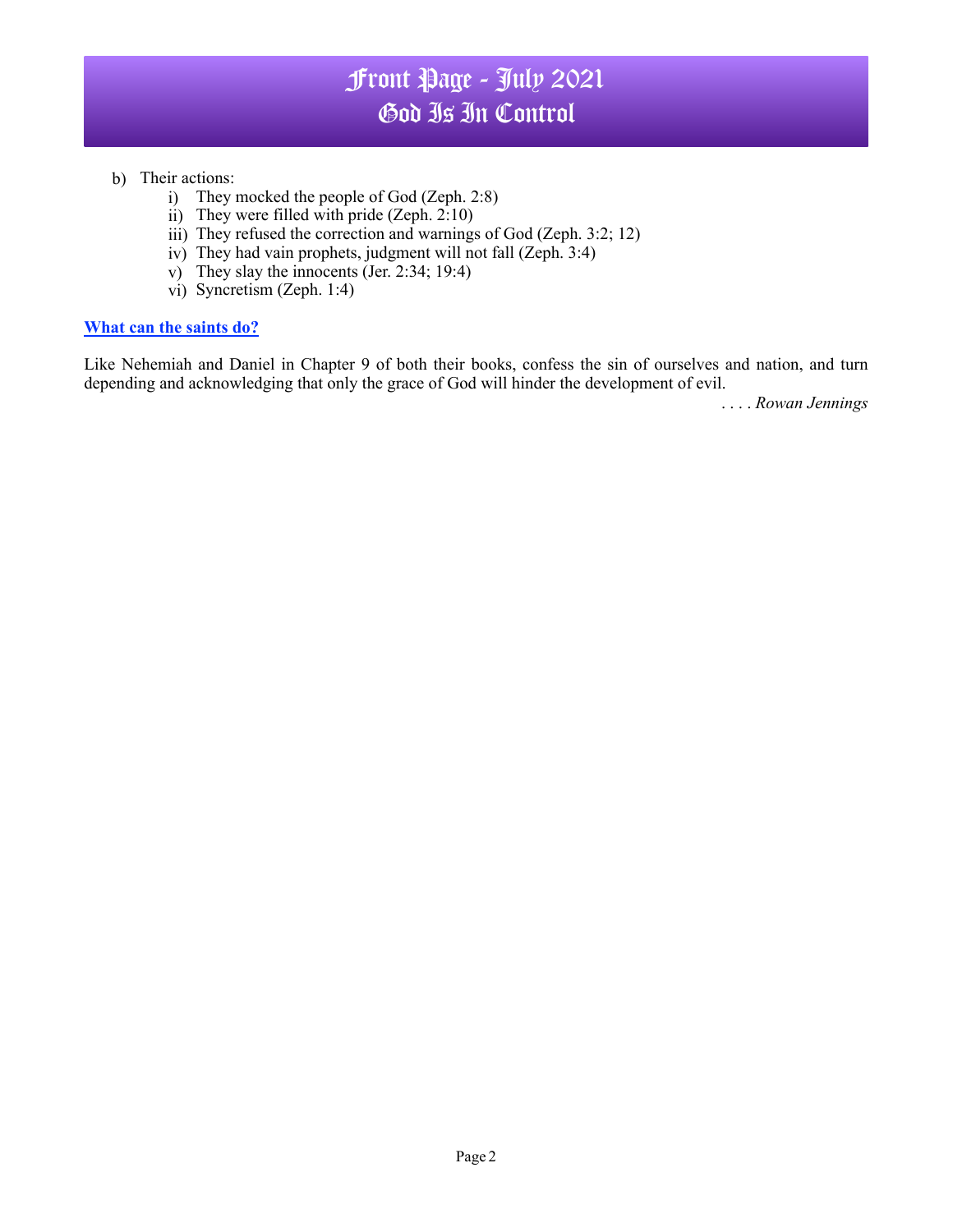b) Their actions:
   i) They mocked the people of God (Zeph. 2:8)
   ii) They were filled with pride (Zeph. 2:10)
   iii) They refused the correction and warnings of God (Zeph. 3:2; 12)
   iv) They had vain prophets, judgment will not fall (Zeph. 3:4)
   v) They slay the innocents (Jer. 2:34; 19:4)
   vi) Syncretism (Zeph. 1:4)

**What can the saints do?**

Like Nehemiah and Daniel in Chapter 9 of both their books, confess the sin of ourselves and nation, and turn depending and acknowledging that only the grace of God will hinder the development of evil.

. . . . *Rowan Jennings*